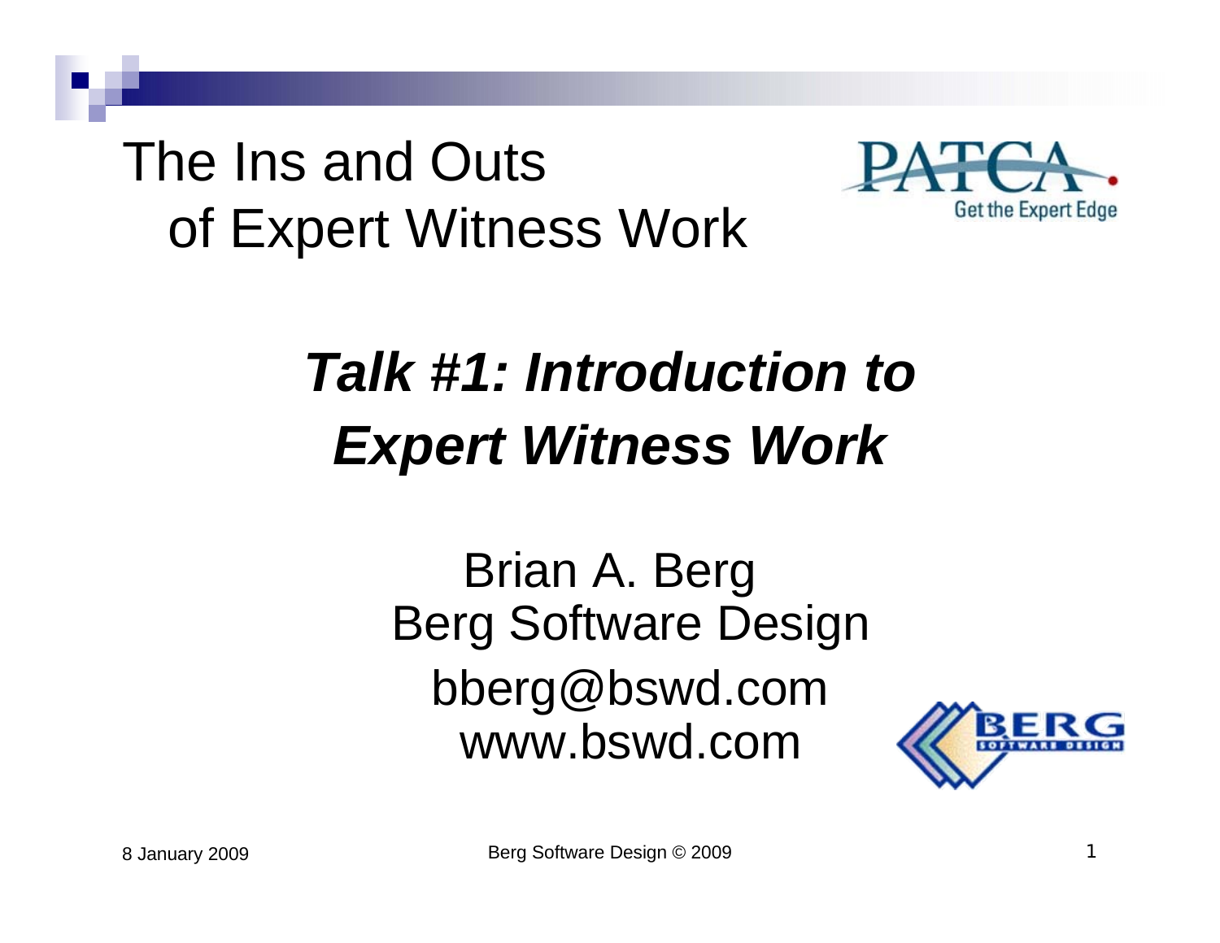# The Ins and Outs of Expert Witness Work

PATCA
Get the Expert Edge

## *Talk #1: Introduction to Expert Witness Work*

Brian A. Berg
Berg Software Design
bberg@bswd.com
www.bswd.com

8 January 2009

Berg Software Design © 2009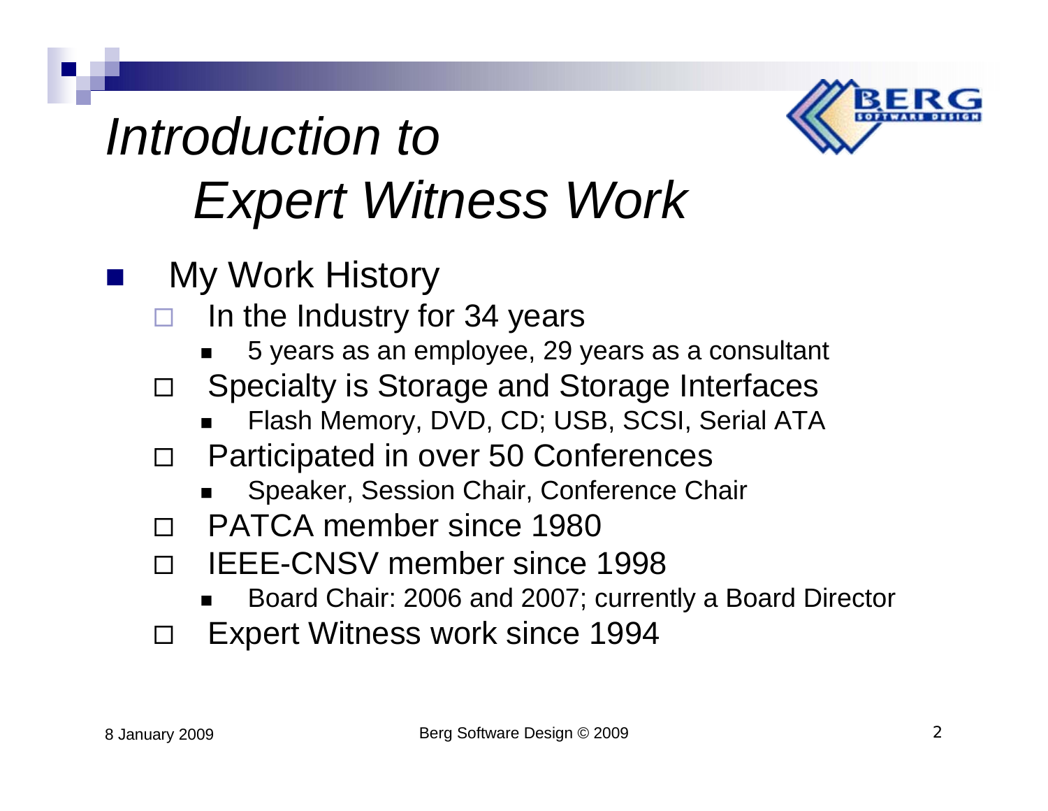# *Introduction to Expert Witness Work*

- My Work History
  - In the Industry for 34 years
    - 5 years as an employee, 29 years as a consultant
  - Specialty is Storage and Storage Interfaces
    - Flash Memory, DVD, CD; USB, SCSI, Serial ATA
  - Participated in over 50 Conferences
    - Speaker, Session Chair, Conference Chair
  - PATCA member since 1980
  - IEEE-CNSV member since 1998
    - Board Chair: 2006 and 2007; currently a Board Director
  - Expert Witness work since 1994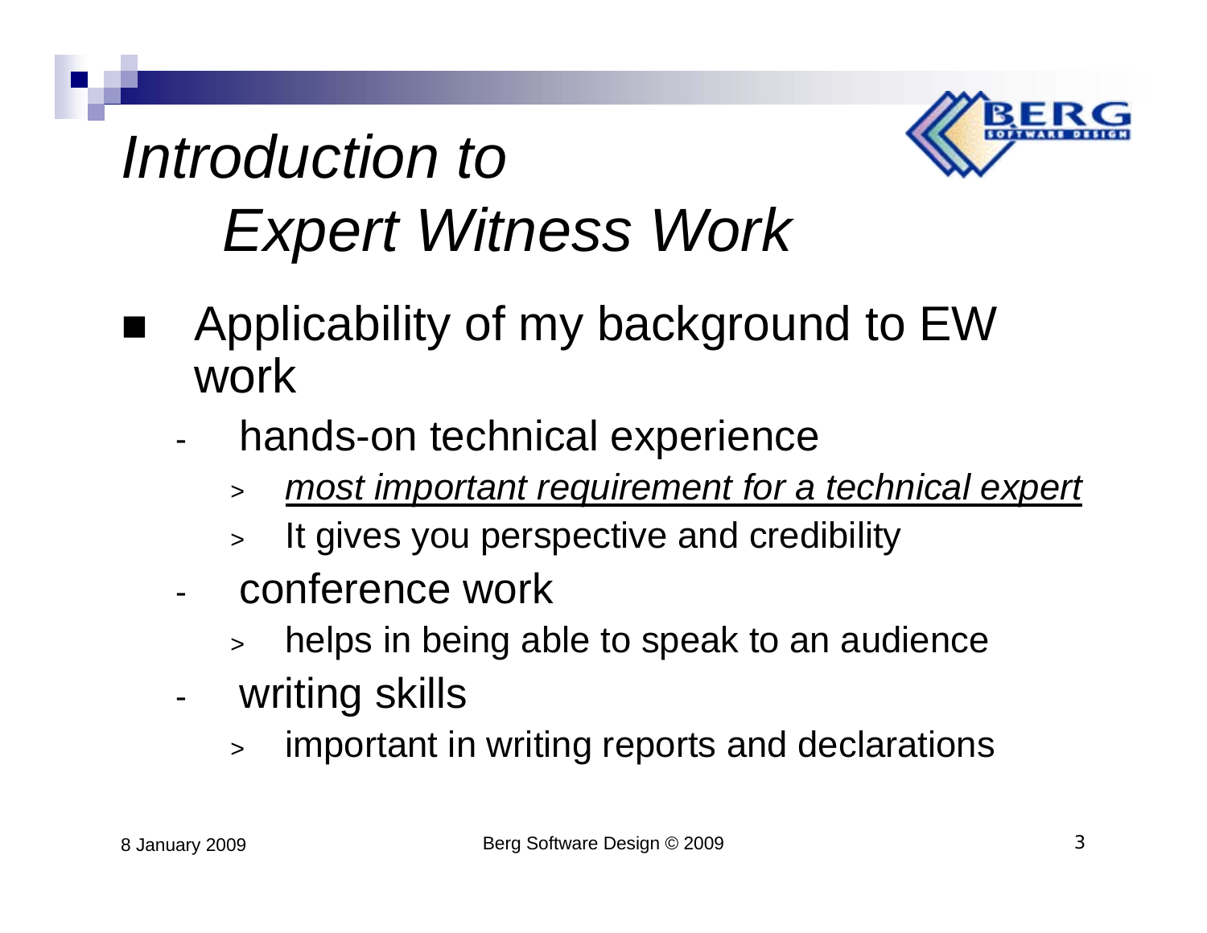# *Introduction to Expert Witness Work*

- Applicability of my background to EW work
  - hands-on technical experience
    - *most important requirement for a technical expert*
    - It gives you perspective and credibility
  - conference work
    - helps in being able to speak to an audience
  - writing skills
    - important in writing reports and declarations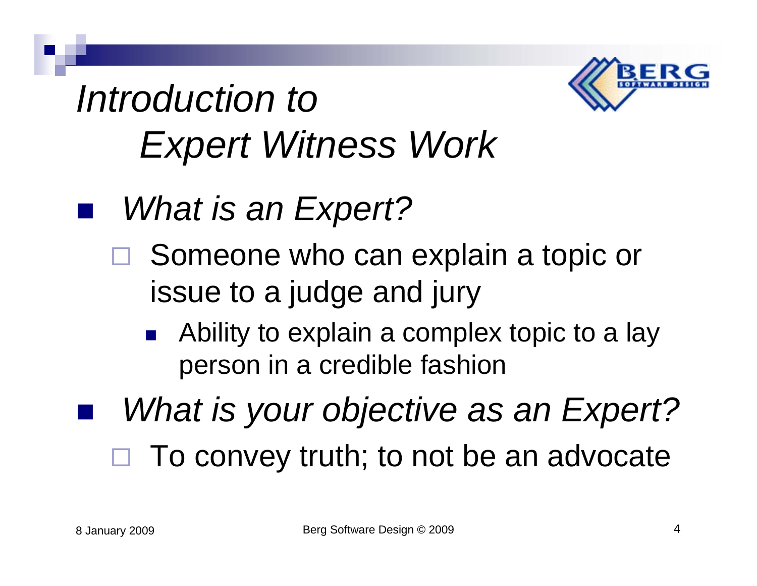# *Introduction to Expert Witness Work*

- *What is an Expert?*
  - Someone who can explain a topic or issue to a judge and jury
    - Ability to explain a complex topic to a lay person in a credible fashion
- *What is your objective as an Expert?*
  - To convey truth; to not be an advocate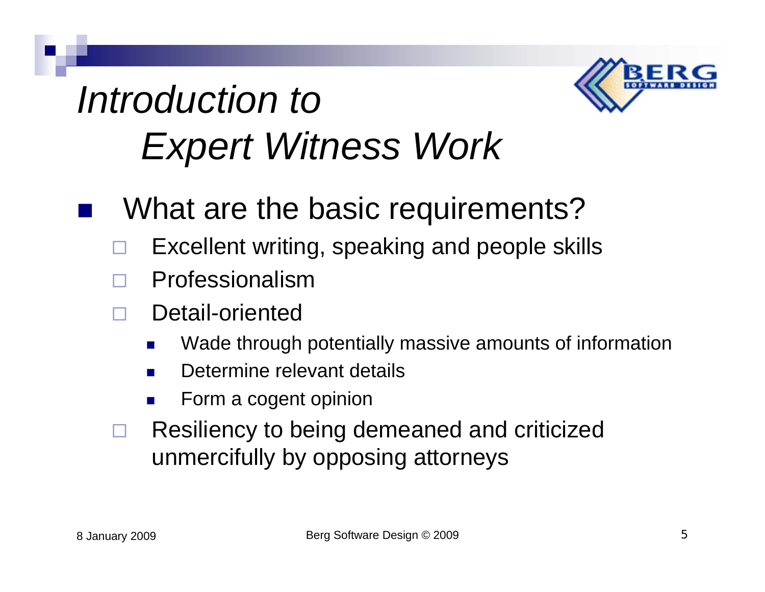# *Introduction to Expert Witness Work*

- What are the basic requirements?
  - Excellent writing, speaking and people skills
  - Professionalism
  - Detail-oriented
    - Wade through potentially massive amounts of information
    - Determine relevant details
    - Form a cogent opinion
  - Resiliency to being demeaned and criticized unmercifully by opposing attorneys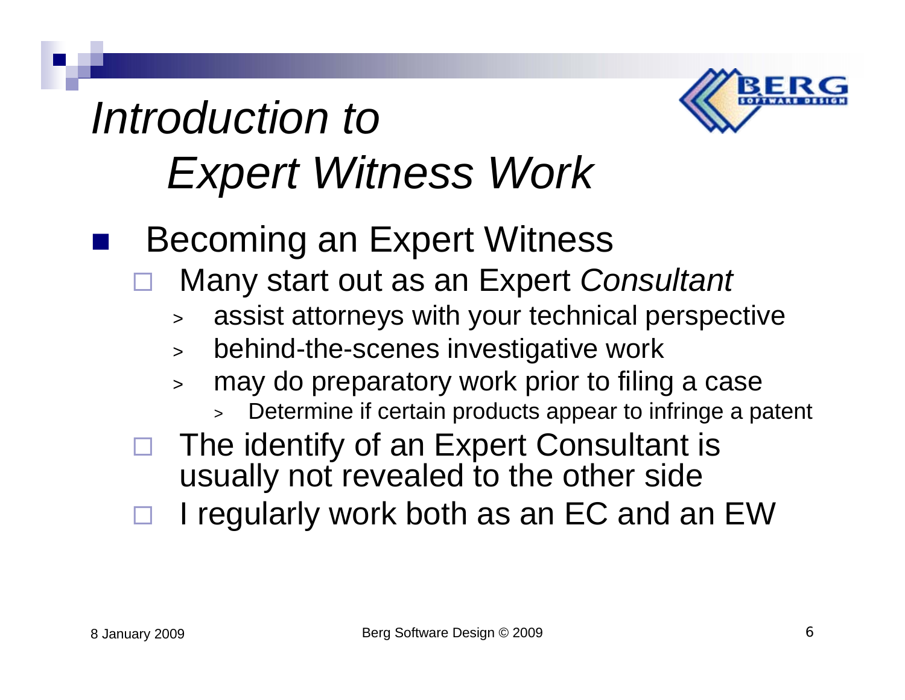# *Introduction to Expert Witness Work*

- Becoming an Expert Witness
  - Many start out as an Expert *Consultant*
    - assist attorneys with your technical perspective
    - behind-the-scenes investigative work
    - may do preparatory work prior to filing a case
      - Determine if certain products appear to infringe a patent
  - The identify of an Expert Consultant is usually not revealed to the other side
  - I regularly work both as an EC and an EW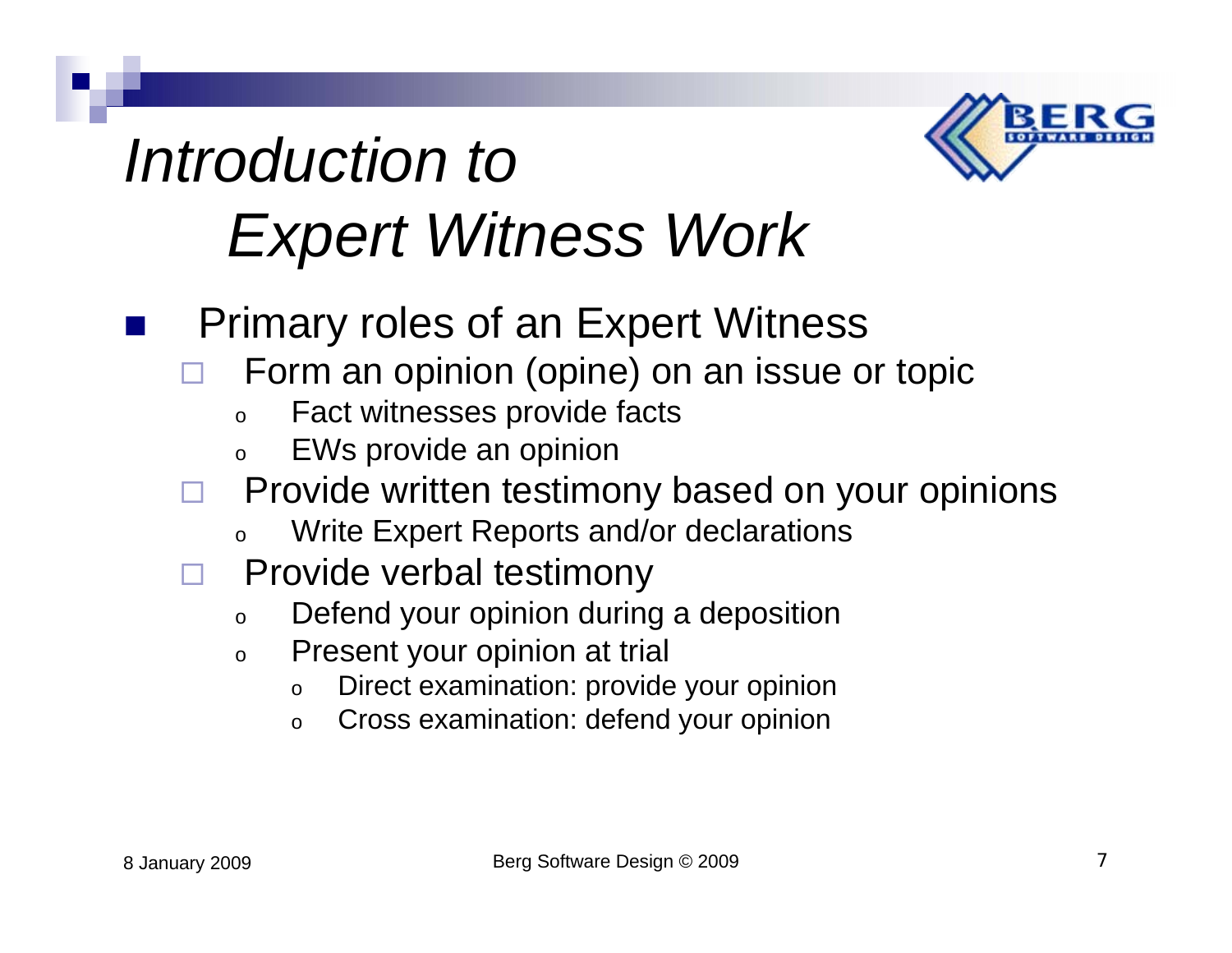# *Introduction to Expert Witness Work*

- Primary roles of an Expert Witness
  - Form an opinion (opine) on an issue or topic
    - Fact witnesses provide facts
    - EWs provide an opinion
  - Provide written testimony based on your opinions
    - Write Expert Reports and/or declarations
  - Provide verbal testimony
    - Defend your opinion during a deposition
    - Present your opinion at trial
      - Direct examination: provide your opinion
      - Cross examination: defend your opinion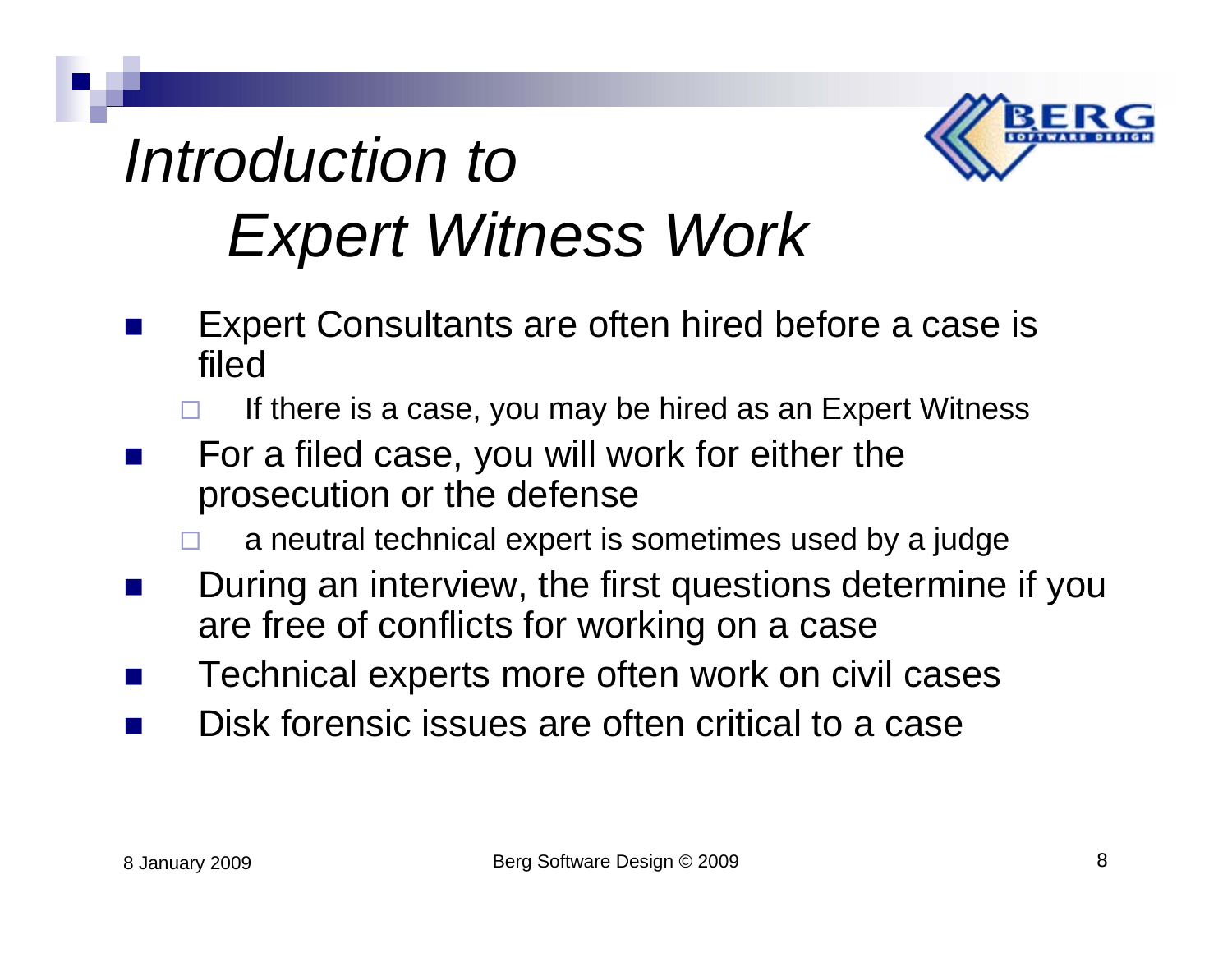# *Introduction to Expert Witness Work*

- Expert Consultants are often hired before a case is filed
  - If there is a case, you may be hired as an Expert Witness
- For a filed case, you will work for either the prosecution or the defense
  - a neutral technical expert is sometimes used by a judge
- During an interview, the first questions determine if you are free of conflicts for working on a case
- Technical experts more often work on civil cases
- Disk forensic issues are often critical to a case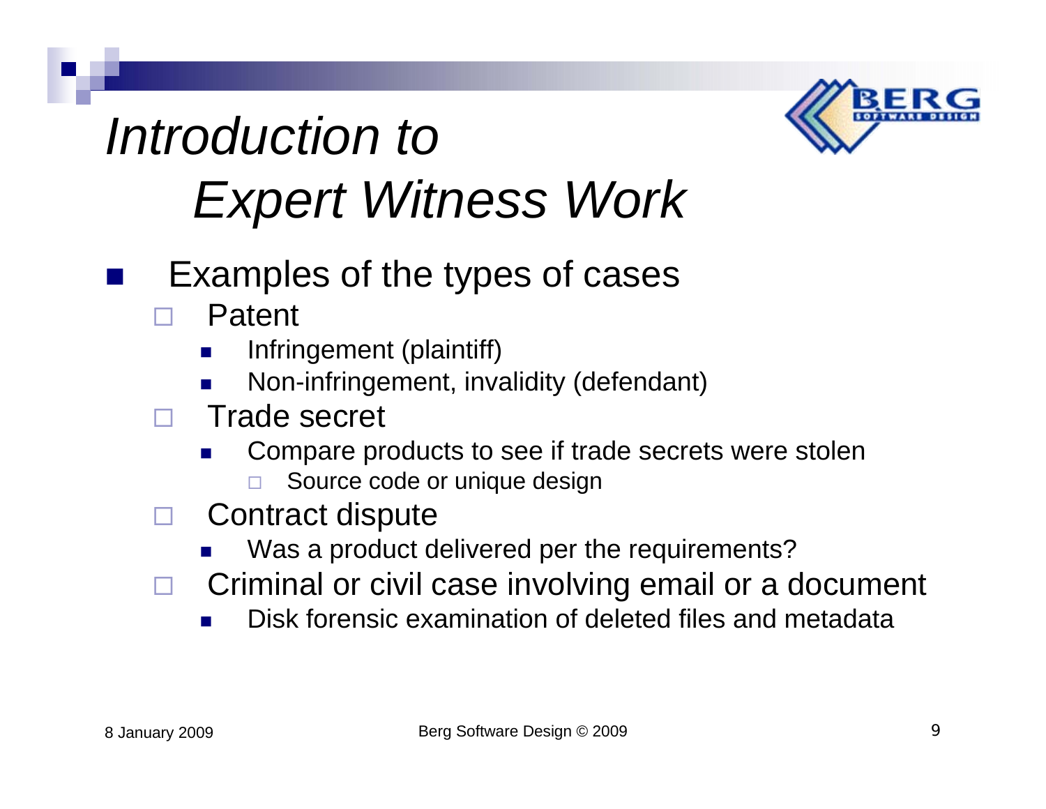# *Introduction to Expert Witness Work*

- Examples of the types of cases
  - Patent
    - Infringement (plaintiff)
    - Non-infringement, invalidity (defendant)
  - Trade secret
    - Compare products to see if trade secrets were stolen
      - Source code or unique design
  - Contract dispute
    - Was a product delivered per the requirements?
  - Criminal or civil case involving email or a document
    - Disk forensic examination of deleted files and metadata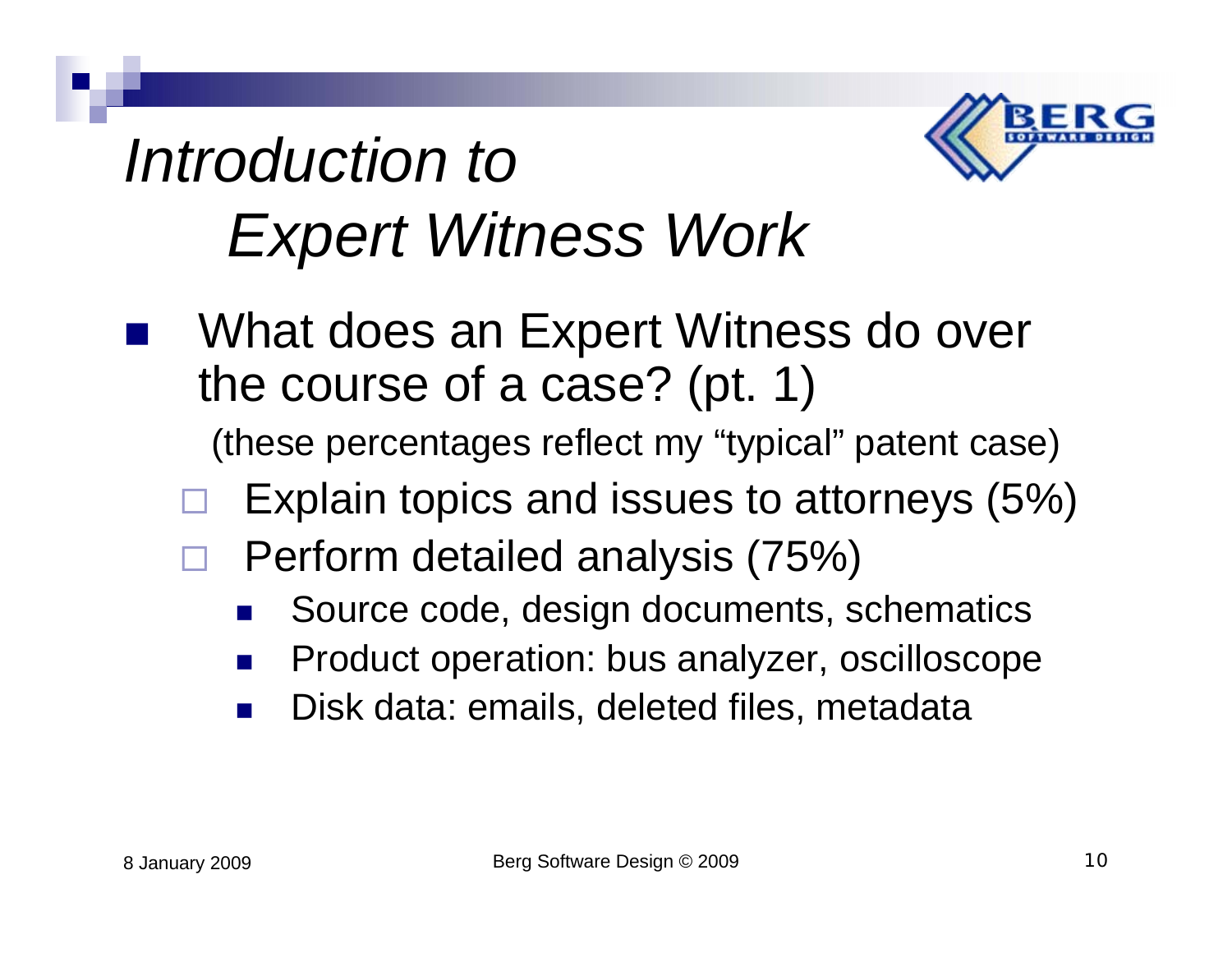# *Introduction to Expert Witness Work*

- What does an Expert Witness do over the course of a case? (pt. 1)

  (these percentages reflect my “typical” patent case)

  - Explain topics and issues to attorneys (5%)
  - Perform detailed analysis (75%)
    - Source code, design documents, schematics
    - Product operation: bus analyzer, oscilloscope
    - Disk data: emails, deleted files, metadata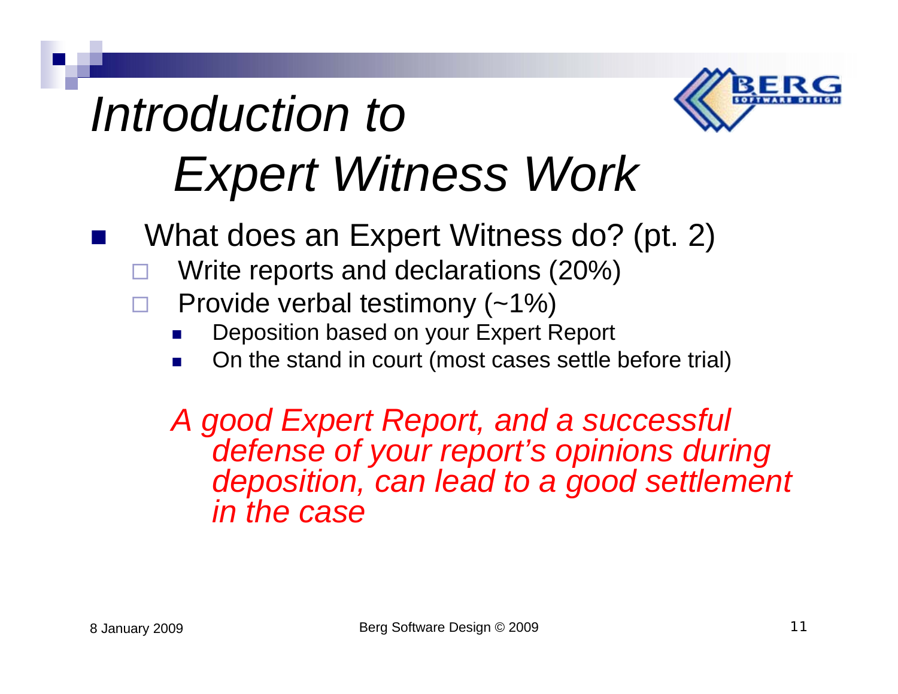# *Introduction to Expert Witness Work*

- What does an Expert Witness do? (pt. 2)
  - Write reports and declarations (20%)
  - Provide verbal testimony (~1%)
    - Deposition based on your Expert Report
    - On the stand in court (most cases settle before trial)

*A good Expert Report, and a successful defense of your report's opinions during deposition, can lead to a good settlement in the case*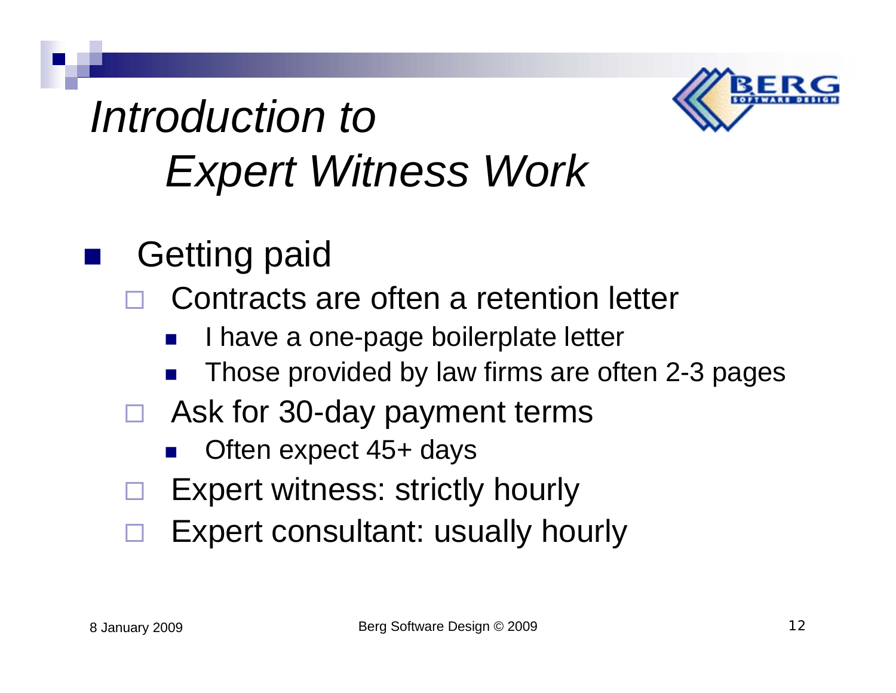# *Introduction to Expert Witness Work*

- Getting paid
  - Contracts are often a retention letter
    - I have a one-page boilerplate letter
    - Those provided by law firms are often 2-3 pages
  - Ask for 30-day payment terms
    - Often expect 45+ days
  - Expert witness: strictly hourly
  - Expert consultant: usually hourly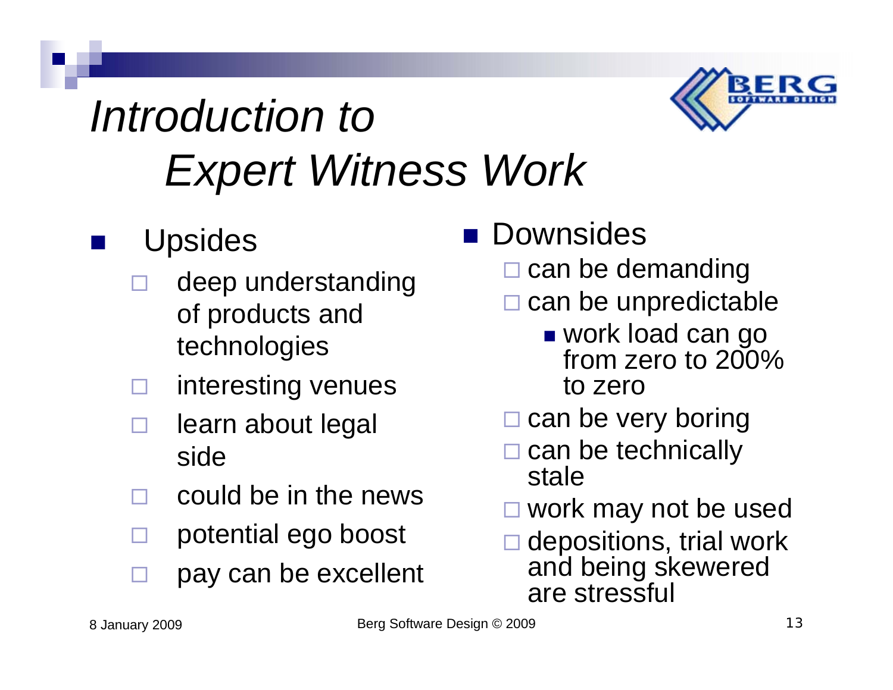# *Introduction to Expert Witness Work*

- Upsides
  - deep understanding of products and technologies
  - interesting venues
  - learn about legal side
  - could be in the news
  - potential ego boost
  - pay can be excellent

- Downsides
  - can be demanding
  - can be unpredictable
    - work load can go from zero to 200% to zero
  - can be very boring
  - can be technically stale
  - work may not be used
  - depositions, trial work and being skewered are stressful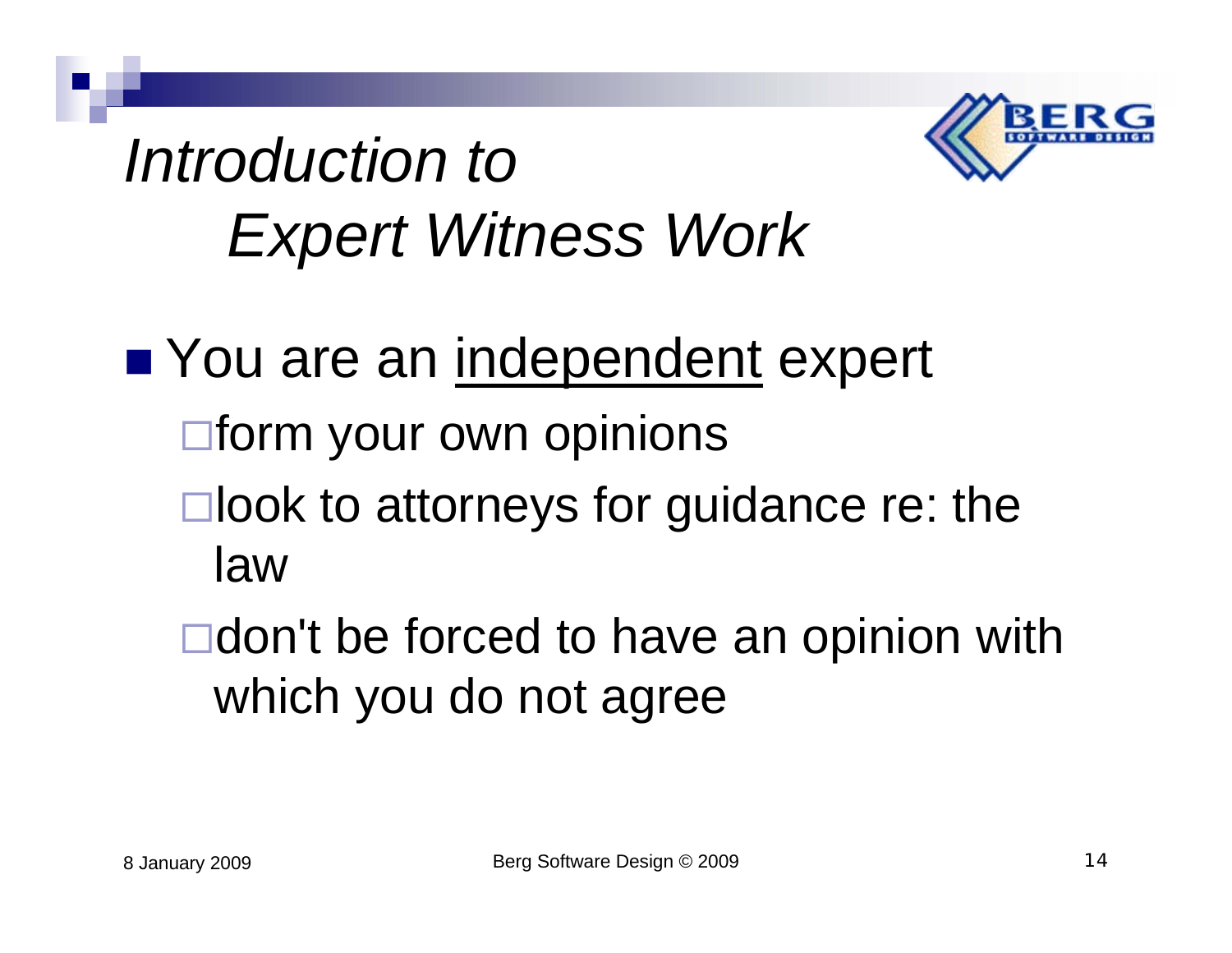# *Introduction to Expert Witness Work*

- You are an <u>independent</u> expert
  - form your own opinions
  - look to attorneys for guidance re: the law
  - don't be forced to have an opinion with which you do not agree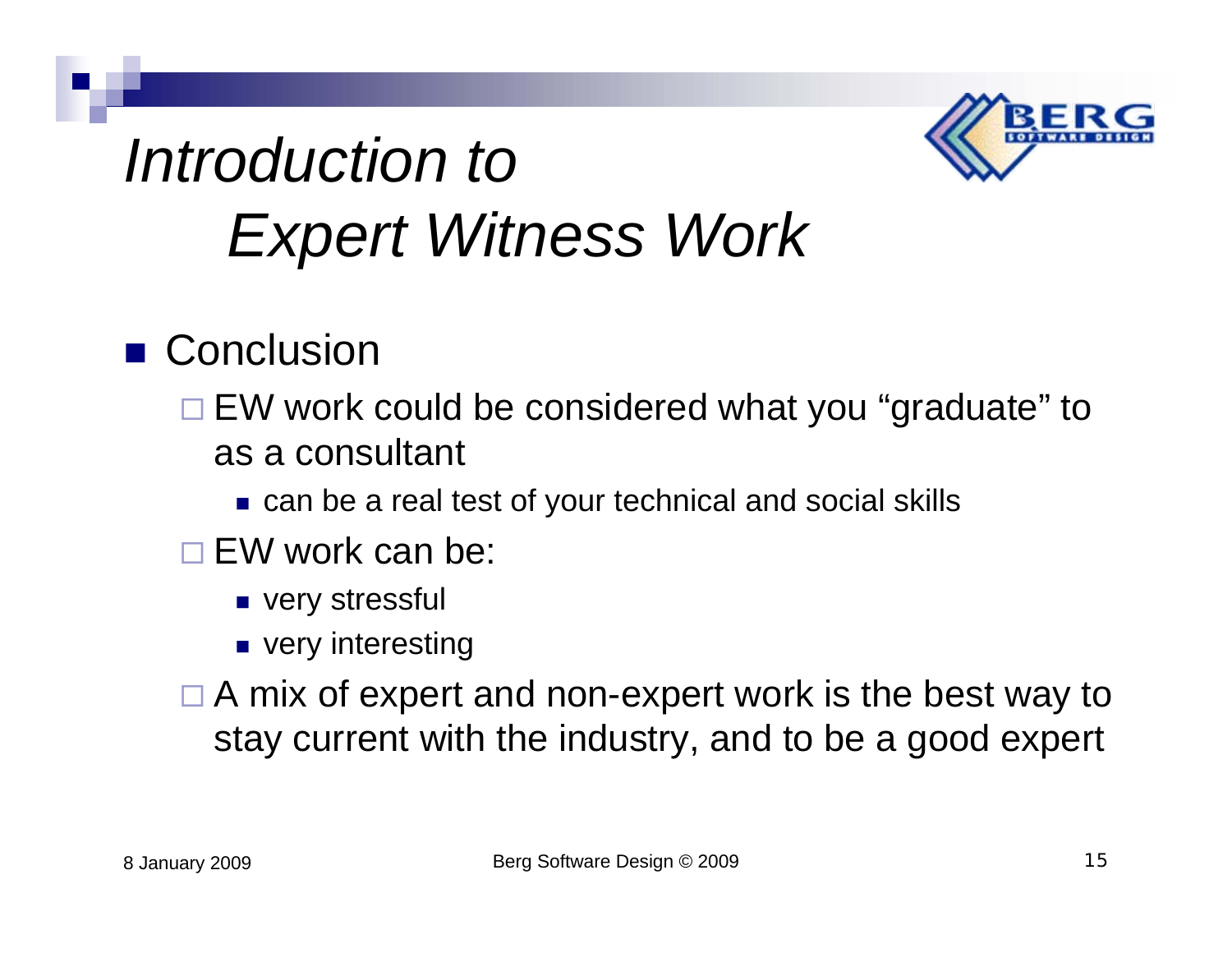# *Introduction to Expert Witness Work*

- Conclusion
  - EW work could be considered what you "graduate" to as a consultant
    - can be a real test of your technical and social skills
  - EW work can be:
    - very stressful
    - very interesting
  - A mix of expert and non-expert work is the best way to stay current with the industry, and to be a good expert